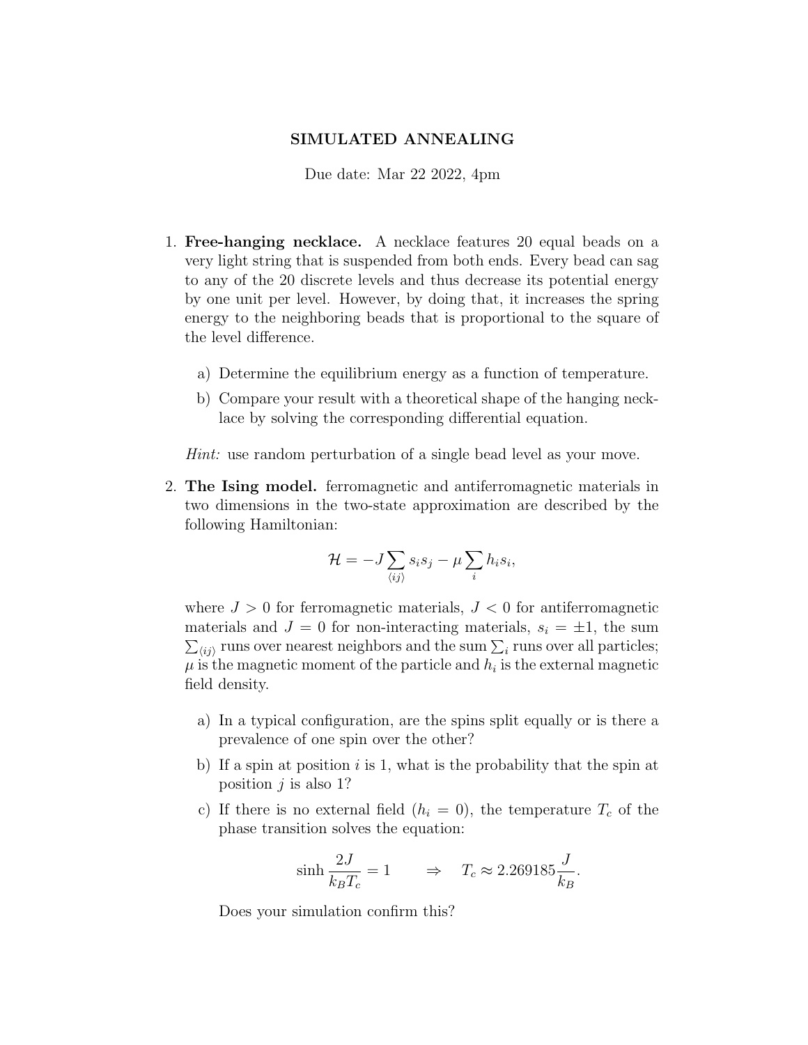# SIMULATED ANNEALING

Due date: Mar 22 2022, 4pm

1. **Free-hanging necklace.** A necklace features 20 equal beads on a very light string that is suspended from both ends. Every bead can sag to any of the 20 discrete levels and thus decrease its potential energy by one unit per level. However, by doing that, it increases the spring energy to the neighboring beads that is proportional to the square of the level difference.

   a) Determine the equilibrium energy as a function of temperature.

   b) Compare your result with a theoretical shape of the hanging necklace by solving the corresponding differential equation.

   *Hint:* use random perturbation of a single bead level as your move.

2. **The Ising model.** ferromagnetic and antiferromagnetic materials in two dimensions in the two-state approximation are described by the following Hamiltonian:

$$\mathcal{H} = -J \sum_{\langle ij \rangle} s_i s_j - \mu \sum_i h_i s_i,$$

   where $J > 0$ for ferromagnetic materials, $J < 0$ for antiferromagnetic materials and $J = 0$ for non-interacting materials, $s_i = \pm 1$, the sum $\sum_{\langle ij \rangle}$ runs over nearest neighbors and the sum $\sum_i$ runs over all particles; $\mu$ is the magnetic moment of the particle and $h_i$ is the external magnetic field density.

   a) In a typical configuration, are the spins split equally or is there a prevalence of one spin over the other?

   b) If a spin at position $i$ is 1, what is the probability that the spin at position $j$ is also 1?

   c) If there is no external field ($h_i = 0$), the temperature $T_c$ of the phase transition solves the equation:

$$\sinh \frac{2J}{k_B T_c} = 1 \qquad \Rightarrow \quad T_c \approx 2.269185 \frac{J}{k_B}.$$

   Does your simulation confirm this?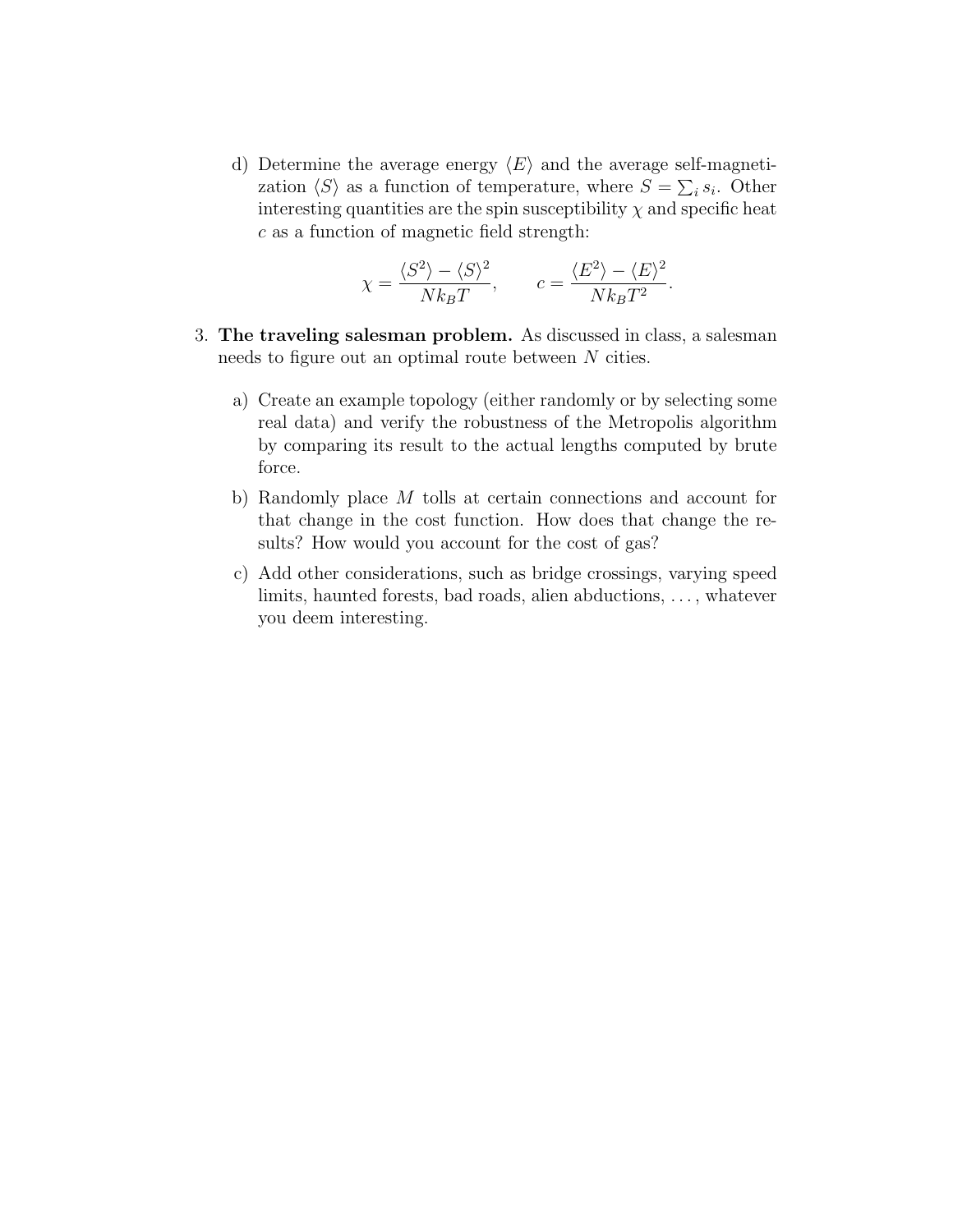d) Determine the average energy $\langle E \rangle$ and the average self-magnetization $\langle S \rangle$ as a function of temperature, where $S = \sum_i s_i$. Other interesting quantities are the spin susceptibility $\chi$ and specific heat $c$ as a function of magnetic field strength:

$$\chi = \frac{\langle S^2 \rangle - \langle S \rangle^2}{N k_B T}, \qquad c = \frac{\langle E^2 \rangle - \langle E \rangle^2}{N k_B T^2}.$$

3. **The traveling salesman problem.** As discussed in class, a salesman needs to figure out an optimal route between $N$ cities.

   a) Create an example topology (either randomly or by selecting some real data) and verify the robustness of the Metropolis algorithm by comparing its result to the actual lengths computed by brute force.

   b) Randomly place $M$ tolls at certain connections and account for that change in the cost function. How does that change the results? How would you account for the cost of gas?

   c) Add other considerations, such as bridge crossings, varying speed limits, haunted forests, bad roads, alien abductions, . . . , whatever you deem interesting.